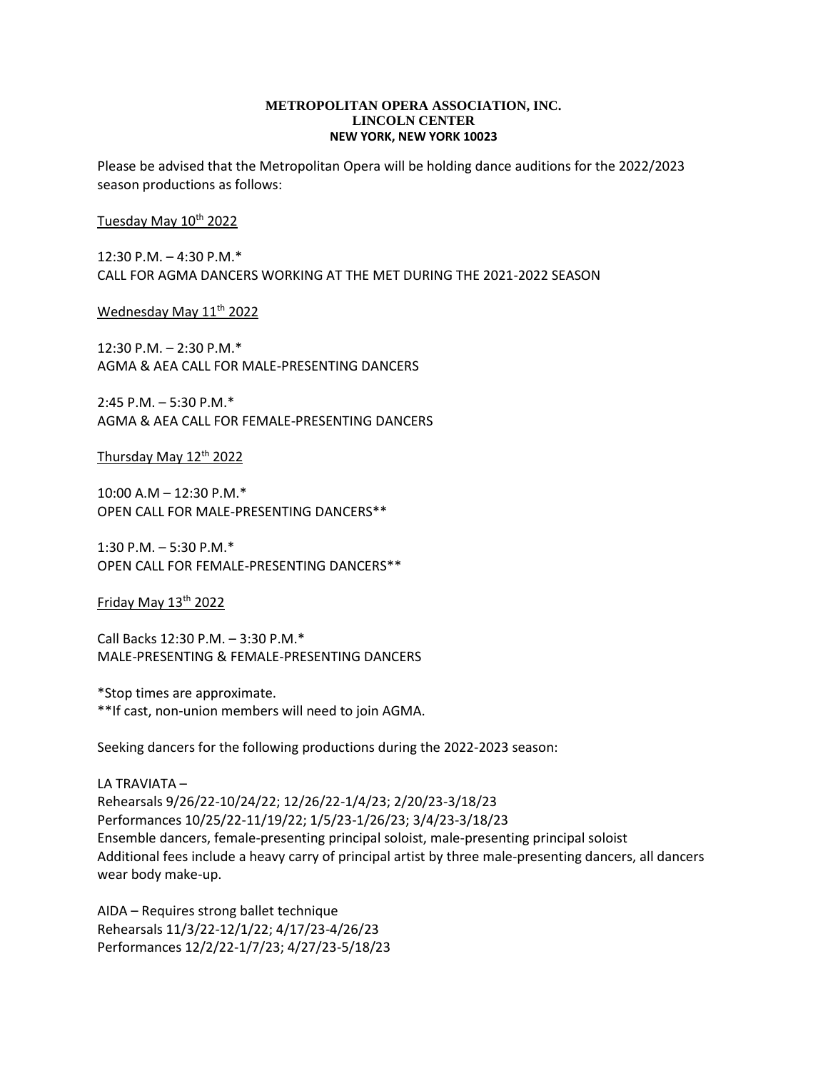**METROPOLITAN OPERA ASSOCIATION, INC.**
**LINCOLN CENTER**
**NEW YORK, NEW YORK 10023**

Please be advised that the Metropolitan Opera will be holding dance auditions for the 2022/2023 season productions as follows:

<u>Tuesday May 10th 2022</u>

12:30 P.M. – 4:30 P.M.*
CALL FOR AGMA DANCERS WORKING AT THE MET DURING THE 2021-2022 SEASON

<u>Wednesday May 11th 2022</u>

12:30 P.M. – 2:30 P.M.*
AGMA & AEA CALL FOR MALE-PRESENTING DANCERS

2:45 P.M. – 5:30 P.M.*
AGMA & AEA CALL FOR FEMALE-PRESENTING DANCERS

<u>Thursday May 12th 2022</u>

10:00 A.M – 12:30 P.M.*
OPEN CALL FOR MALE-PRESENTING DANCERS**

1:30 P.M. – 5:30 P.M.*
OPEN CALL FOR FEMALE-PRESENTING DANCERS**

<u>Friday May 13th 2022</u>

Call Backs 12:30 P.M. – 3:30 P.M.*
MALE-PRESENTING & FEMALE-PRESENTING DANCERS

*Stop times are approximate.
**If cast, non-union members will need to join AGMA.

Seeking dancers for the following productions during the 2022-2023 season:

LA TRAVIATA –
Rehearsals 9/26/22-10/24/22; 12/26/22-1/4/23; 2/20/23-3/18/23
Performances 10/25/22-11/19/22; 1/5/23-1/26/23; 3/4/23-3/18/23
Ensemble dancers, female-presenting principal soloist, male-presenting principal soloist
Additional fees include a heavy carry of principal artist by three male-presenting dancers, all dancers wear body make-up.

AIDA – Requires strong ballet technique
Rehearsals 11/3/22-12/1/22; 4/17/23-4/26/23
Performances 12/2/22-1/7/23; 4/27/23-5/18/23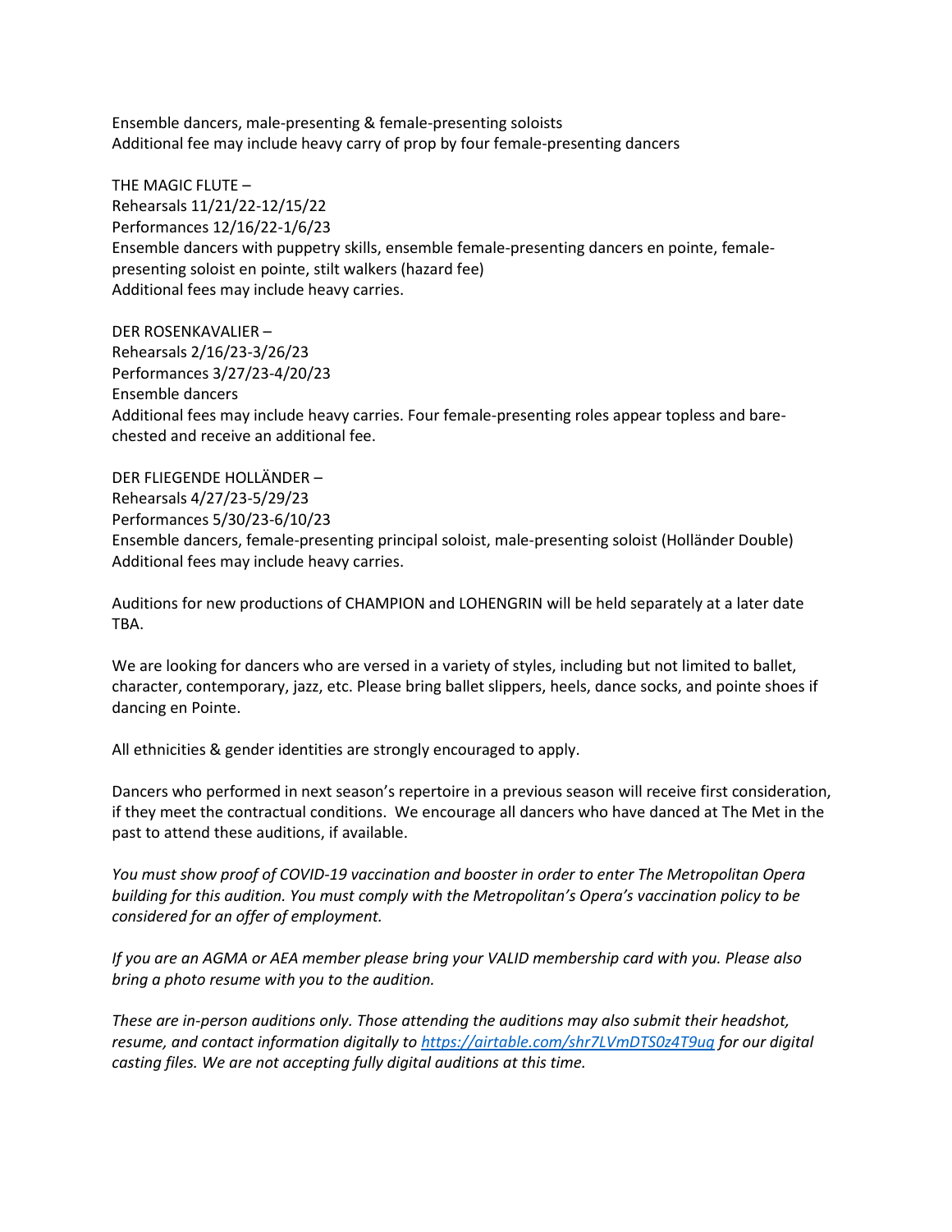Ensemble dancers, male-presenting & female-presenting soloists
Additional fee may include heavy carry of prop by four female-presenting dancers

THE MAGIC FLUTE –
Rehearsals 11/21/22-12/15/22
Performances 12/16/22-1/6/23
Ensemble dancers with puppetry skills, ensemble female-presenting dancers en pointe, female-presenting soloist en pointe, stilt walkers (hazard fee)
Additional fees may include heavy carries.

DER ROSENKAVALIER –
Rehearsals 2/16/23-3/26/23
Performances 3/27/23-4/20/23
Ensemble dancers
Additional fees may include heavy carries. Four female-presenting roles appear topless and bare-chested and receive an additional fee.

DER FLIEGENDE HOLLÄNDER –
Rehearsals 4/27/23-5/29/23
Performances 5/30/23-6/10/23
Ensemble dancers, female-presenting principal soloist, male-presenting soloist (Holländer Double)
Additional fees may include heavy carries.

Auditions for new productions of CHAMPION and LOHENGRIN will be held separately at a later date TBA.

We are looking for dancers who are versed in a variety of styles, including but not limited to ballet, character, contemporary, jazz, etc. Please bring ballet slippers, heels, dance socks, and pointe shoes if dancing en Pointe.

All ethnicities & gender identities are strongly encouraged to apply.

Dancers who performed in next season's repertoire in a previous season will receive first consideration, if they meet the contractual conditions. We encourage all dancers who have danced at The Met in the past to attend these auditions, if available.

*You must show proof of COVID-19 vaccination and booster in order to enter The Metropolitan Opera building for this audition. You must comply with the Metropolitan's Opera's vaccination policy to be considered for an offer of employment.*

*If you are an AGMA or AEA member please bring your VALID membership card with you. Please also bring a photo resume with you to the audition.*

*These are in-person auditions only. Those attending the auditions may also submit their headshot, resume, and contact information digitally to [https://airtable.com/shr7LVmDTS0z4T9uq](https://airtable.com/shr7LVmDTS0z4T9uq) for our digital casting files. We are not accepting fully digital auditions at this time.*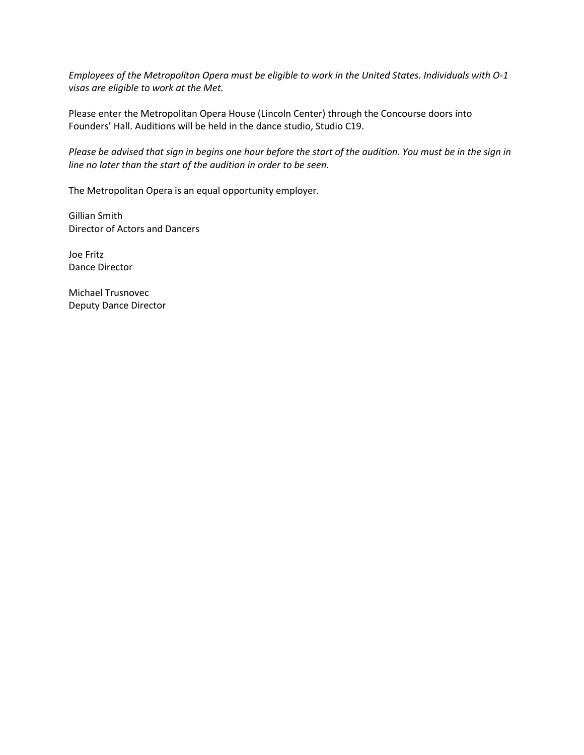*Employees of the Metropolitan Opera must be eligible to work in the United States. Individuals with O-1 visas are eligible to work at the Met.*

Please enter the Metropolitan Opera House (Lincoln Center) through the Concourse doors into Founders' Hall. Auditions will be held in the dance studio, Studio C19.

*Please be advised that sign in begins one hour before the start of the audition. You must be in the sign in line no later than the start of the audition in order to be seen.*

The Metropolitan Opera is an equal opportunity employer.

Gillian Smith  
Director of Actors and Dancers

Joe Fritz  
Dance Director

Michael Trusnovec  
Deputy Dance Director